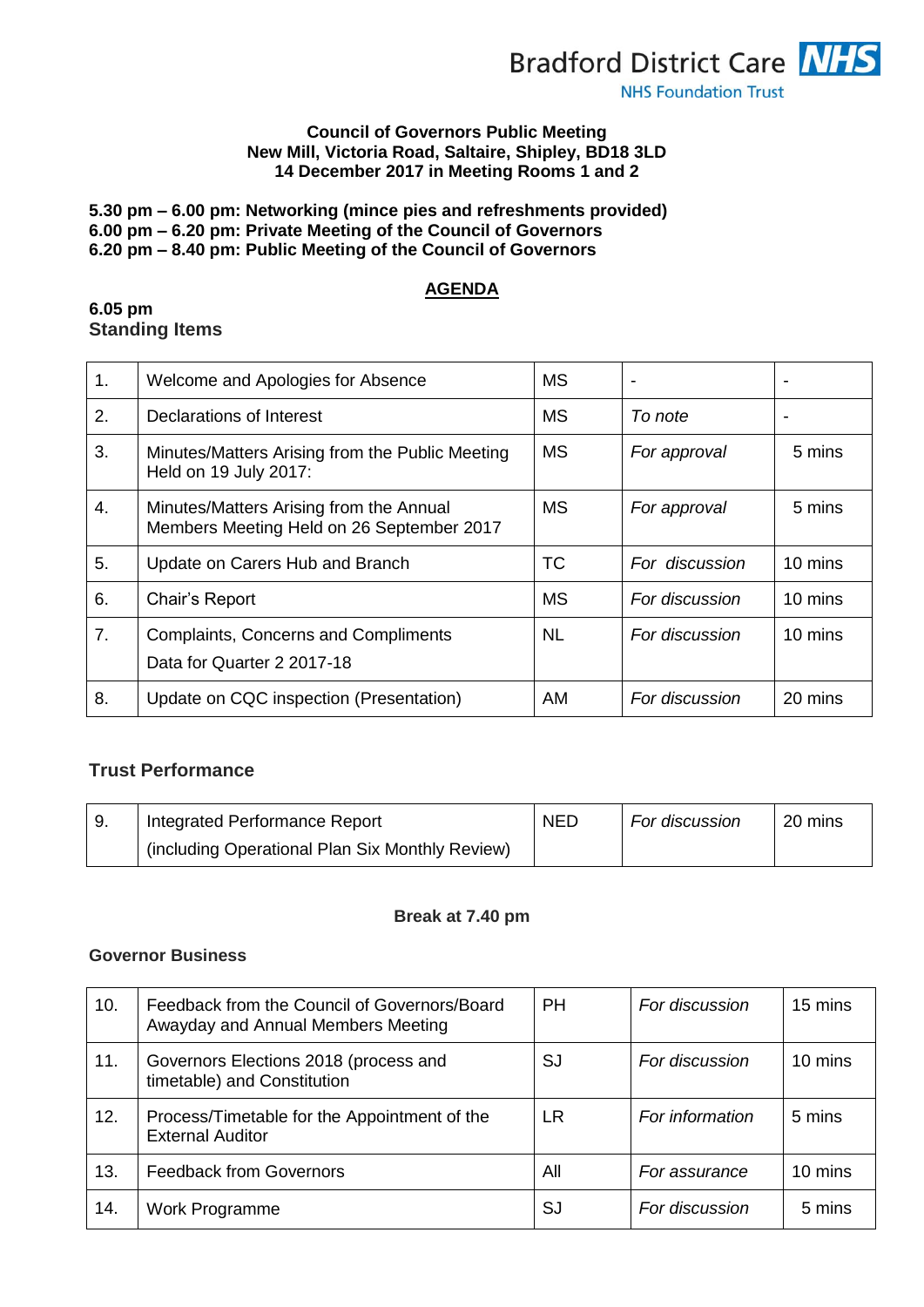Bradford District Care NHS Foundation Trust

**Council of Governors Public Meeting**
**New Mill, Victoria Road, Saltaire, Shipley, BD18 3LD**
**14 December 2017 in Meeting Rooms 1 and 2**

**5.30 pm – 6.00 pm: Networking (mince pies and refreshments provided)**
**6.00 pm – 6.20 pm: Private Meeting of the Council of Governors**
**6.20 pm – 8.40 pm: Public Meeting of the Council of Governors**

## AGENDA

**6.05 pm**

### Standing Items

| | | | | |
|---|---|---|---|---|
| 1. | Welcome and Apologies for Absence | MS | - | - |
| 2. | Declarations of Interest | MS | *To note* | - |
| 3. | Minutes/Matters Arising from the Public Meeting Held on 19 July 2017: | MS | *For approval* | 5 mins |
| 4. | Minutes/Matters Arising from the Annual Members Meeting Held on 26 September 2017 | MS | *For approval* | 5 mins |
| 5. | Update on Carers Hub and Branch | TC | *For discussion* | 10 mins |
| 6. | Chair's Report | MS | *For discussion* | 10 mins |
| 7. | Complaints, Concerns and Compliments Data for Quarter 2 2017-18 | NL | *For discussion* | 10 mins |
| 8. | Update on CQC inspection (Presentation) | AM | *For discussion* | 20 mins |

### Trust Performance

| | | | | |
|---|---|---|---|---|
| 9. | Integrated Performance Report (including Operational Plan Six Monthly Review) | NED | *For discussion* | 20 mins |

**Break at 7.40 pm**

### Governor Business

| | | | | |
|---|---|---|---|---|
| 10. | Feedback from the Council of Governors/Board Awayday and Annual Members Meeting | PH | *For discussion* | 15 mins |
| 11. | Governors Elections 2018 (process and timetable) and Constitution | SJ | *For discussion* | 10 mins |
| 12. | Process/Timetable for the Appointment of the External Auditor | LR | *For information* | 5 mins |
| 13. | Feedback from Governors | All | *For assurance* | 10 mins |
| 14. | Work Programme | SJ | *For discussion* | 5 mins |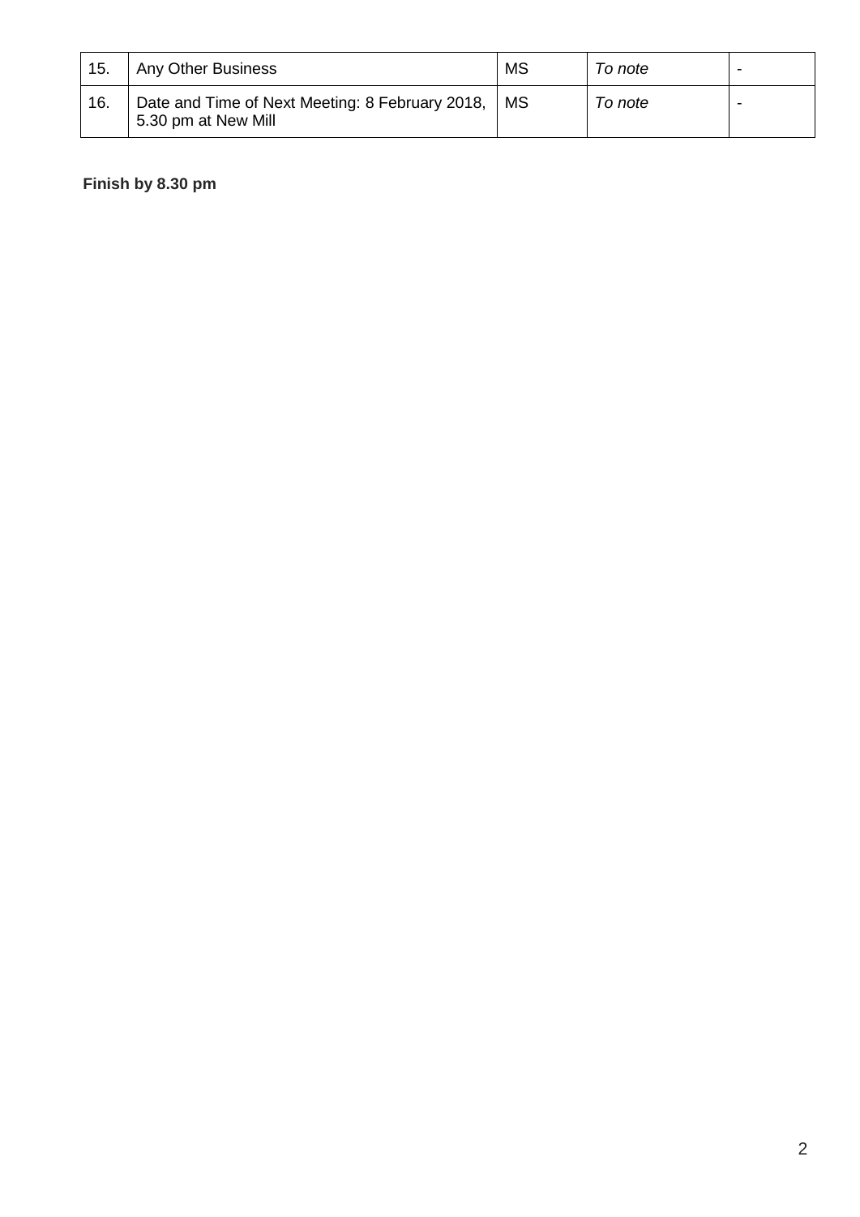| | | | | |
|---|---|---|---|---|
| 15. | Any Other Business | MS | *To note* | - |
| 16. | Date and Time of Next Meeting: 8 February 2018, 5.30 pm at New Mill | MS | *To note* | - |

**Finish by 8.30 pm**